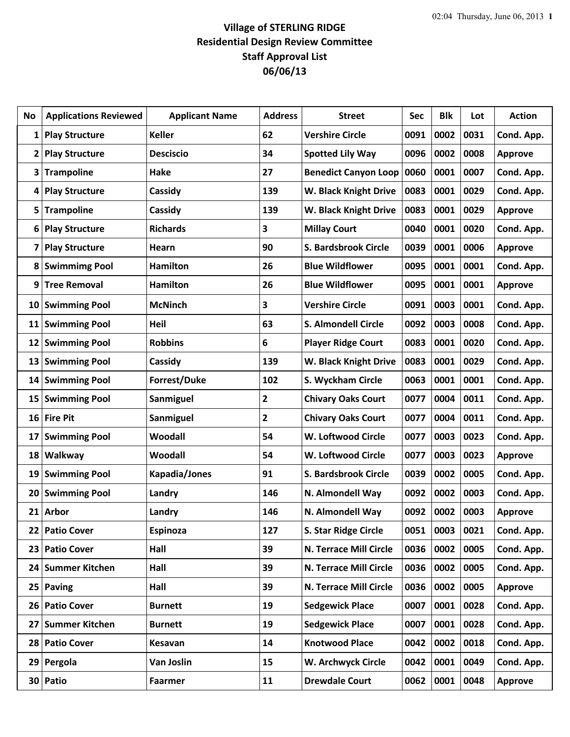# Village of STERLING RIDGE

## Residential Design Review Committee

## Staff Approval List

## 06/06/13

| No | Applications Reviewed | Applicant Name | Address | Street | Sec | Blk | Lot | Action |
|---|---|---|---|---|---|---|---|---|
| 1 | Play Structure | Keller | 62 | Vershire Circle | 0091 | 0002 | 0031 | Cond. App. |
| 2 | Play Structure | Desciscio | 34 | Spotted Lily Way | 0096 | 0002 | 0008 | Approve |
| 3 | Trampoline | Hake | 27 | Benedict Canyon Loop | 0060 | 0001 | 0007 | Cond. App. |
| 4 | Play Structure | Cassidy | 139 | W. Black Knight Drive | 0083 | 0001 | 0029 | Cond. App. |
| 5 | Trampoline | Cassidy | 139 | W. Black Knight Drive | 0083 | 0001 | 0029 | Approve |
| 6 | Play Structure | Richards | 3 | Millay Court | 0040 | 0001 | 0020 | Cond. App. |
| 7 | Play Structure | Hearn | 90 | S. Bardsbrook Circle | 0039 | 0001 | 0006 | Approve |
| 8 | Swimmimg Pool | Hamilton | 26 | Blue Wildflower | 0095 | 0001 | 0001 | Cond. App. |
| 9 | Tree Removal | Hamilton | 26 | Blue Wildflower | 0095 | 0001 | 0001 | Approve |
| 10 | Swimming Pool | McNinch | 3 | Vershire Circle | 0091 | 0003 | 0001 | Cond. App. |
| 11 | Swimming Pool | Heil | 63 | S. Almondell Circle | 0092 | 0003 | 0008 | Cond. App. |
| 12 | Swimming Pool | Robbins | 6 | Player Ridge Court | 0083 | 0001 | 0020 | Cond. App. |
| 13 | Swimming Pool | Cassidy | 139 | W. Black Knight Drive | 0083 | 0001 | 0029 | Cond. App. |
| 14 | Swimming Pool | Forrest/Duke | 102 | S. Wyckham Circle | 0063 | 0001 | 0001 | Cond. App. |
| 15 | Swimming Pool | Sanmiguel | 2 | Chivary Oaks Court | 0077 | 0004 | 0011 | Cond. App. |
| 16 | Fire Pit | Sanmiguel | 2 | Chivary Oaks Court | 0077 | 0004 | 0011 | Cond. App. |
| 17 | Swimming Pool | Woodall | 54 | W. Loftwood Circle | 0077 | 0003 | 0023 | Cond. App. |
| 18 | Walkway | Woodall | 54 | W. Loftwood Circle | 0077 | 0003 | 0023 | Approve |
| 19 | Swimming Pool | Kapadia/Jones | 91 | S. Bardsbrook Circle | 0039 | 0002 | 0005 | Cond. App. |
| 20 | Swimming Pool | Landry | 146 | N. Almondell Way | 0092 | 0002 | 0003 | Cond. App. |
| 21 | Arbor | Landry | 146 | N. Almondell Way | 0092 | 0002 | 0003 | Approve |
| 22 | Patio Cover | Espinoza | 127 | S. Star Ridge Circle | 0051 | 0003 | 0021 | Cond. App. |
| 23 | Patio Cover | Hall | 39 | N. Terrace Mill Circle | 0036 | 0002 | 0005 | Cond. App. |
| 24 | Summer Kitchen | Hall | 39 | N. Terrace Mill Circle | 0036 | 0002 | 0005 | Cond. App. |
| 25 | Paving | Hall | 39 | N. Terrace Mill Circle | 0036 | 0002 | 0005 | Approve |
| 26 | Patio Cover | Burnett | 19 | Sedgewick Place | 0007 | 0001 | 0028 | Cond. App. |
| 27 | Summer Kitchen | Burnett | 19 | Sedgewick Place | 0007 | 0001 | 0028 | Cond. App. |
| 28 | Patio Cover | Kesavan | 14 | Knotwood Place | 0042 | 0002 | 0018 | Cond. App. |
| 29 | Pergola | Van Joslin | 15 | W. Archwyck Circle | 0042 | 0001 | 0049 | Cond. App. |
| 30 | Patio | Faarmer | 11 | Drewdale Court | 0062 | 0001 | 0048 | Approve |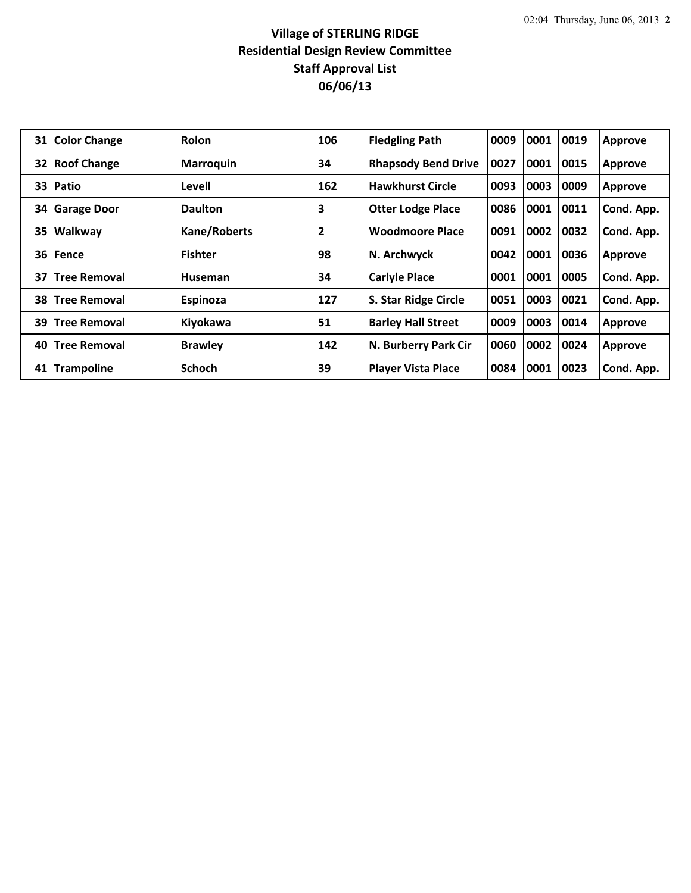**Village of STERLING RIDGE**
**Residential Design Review Committee**
**Staff Approval List**
**06/06/13**

| | | | | | | | | |
|---|---|---|---|---|---|---|---|---|
| 31 | Color Change | Rolon | 106 | Fledgling Path | 0009 | 0001 | 0019 | Approve |
| 32 | Roof Change | Marroquin | 34 | Rhapsody Bend Drive | 0027 | 0001 | 0015 | Approve |
| 33 | Patio | Levell | 162 | Hawkhurst Circle | 0093 | 0003 | 0009 | Approve |
| 34 | Garage Door | Daulton | 3 | Otter Lodge Place | 0086 | 0001 | 0011 | Cond. App. |
| 35 | Walkway | Kane/Roberts | 2 | Woodmoore Place | 0091 | 0002 | 0032 | Cond. App. |
| 36 | Fence | Fishter | 98 | N. Archwyck | 0042 | 0001 | 0036 | Approve |
| 37 | Tree Removal | Huseman | 34 | Carlyle Place | 0001 | 0001 | 0005 | Cond. App. |
| 38 | Tree Removal | Espinoza | 127 | S. Star Ridge Circle | 0051 | 0003 | 0021 | Cond. App. |
| 39 | Tree Removal | Kiyokawa | 51 | Barley Hall Street | 0009 | 0003 | 0014 | Approve |
| 40 | Tree Removal | Brawley | 142 | N. Burberry Park Cir | 0060 | 0002 | 0024 | Approve |
| 41 | Trampoline | Schoch | 39 | Player Vista Place | 0084 | 0001 | 0023 | Cond. App. |